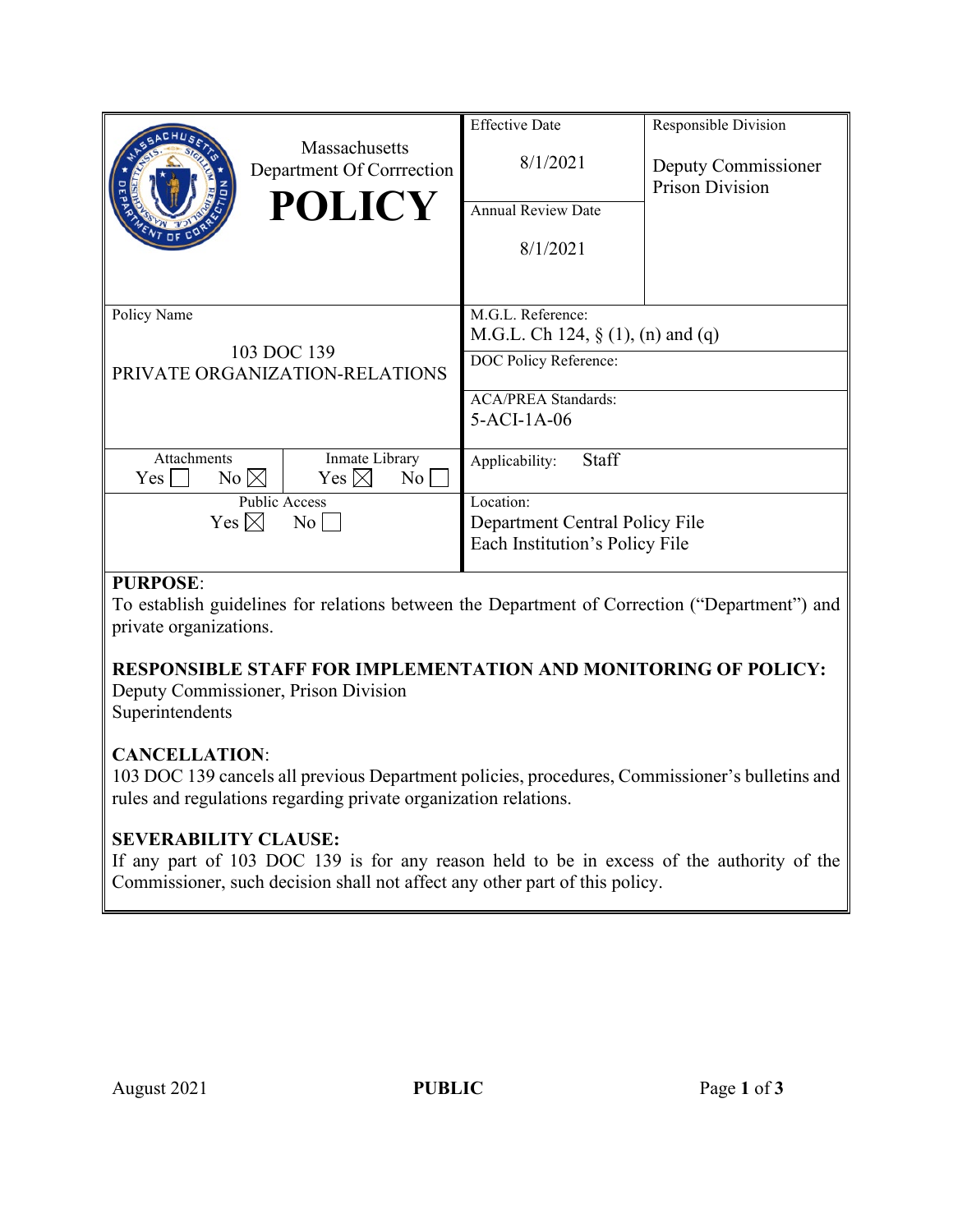| Massachusetts Department Of Corrrection **POLICY** | Effective Date 8/1/2021 | Responsible Division Deputy Commissioner Prison Division |
|---|---|---|
| | Annual Review Date 8/1/2021 | |
| Policy Name 103 DOC 139 PRIVATE ORGANIZATION-RELATIONS | M.G.L. Reference: M.G.L. Ch 124, § (1), (n) and (q) | |
| | DOC Policy Reference: | |
| | ACA/PREA Standards: 5-ACI-1A-06 | |
| Attachments Yes ☐ No ☒ / Inmate Library Yes ☒ No ☐ | Applicability: Staff | |
| Public Access Yes ☒ No ☐ | Location: Department Central Policy File Each Institution's Policy File | |

**PURPOSE**:
To establish guidelines for relations between the Department of Correction ("Department") and private organizations.

**RESPONSIBLE STAFF FOR IMPLEMENTATION AND MONITORING OF POLICY:**
Deputy Commissioner, Prison Division
Superintendents

**CANCELLATION**:
103 DOC 139 cancels all previous Department policies, procedures, Commissioner's bulletins and rules and regulations regarding private organization relations.

**SEVERABILITY CLAUSE:**
If any part of 103 DOC 139 is for any reason held to be in excess of the authority of the Commissioner, such decision shall not affect any other part of this policy.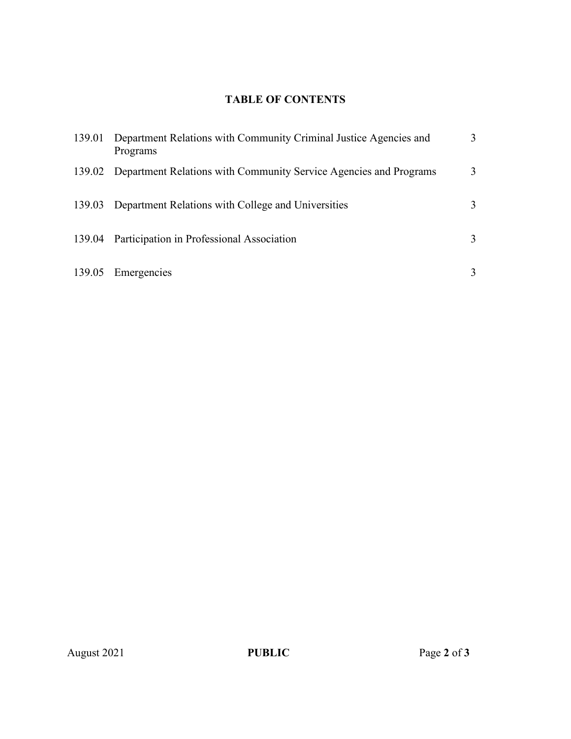# TABLE OF CONTENTS

| | | |
|---|---|---|
| 139.01 | Department Relations with Community Criminal Justice Agencies and Programs | 3 |
| 139.02 | Department Relations with Community Service Agencies and Programs | 3 |
| 139.03 | Department Relations with College and Universities | 3 |
| 139.04 | Participation in Professional Association | 3 |
| 139.05 | Emergencies | 3 |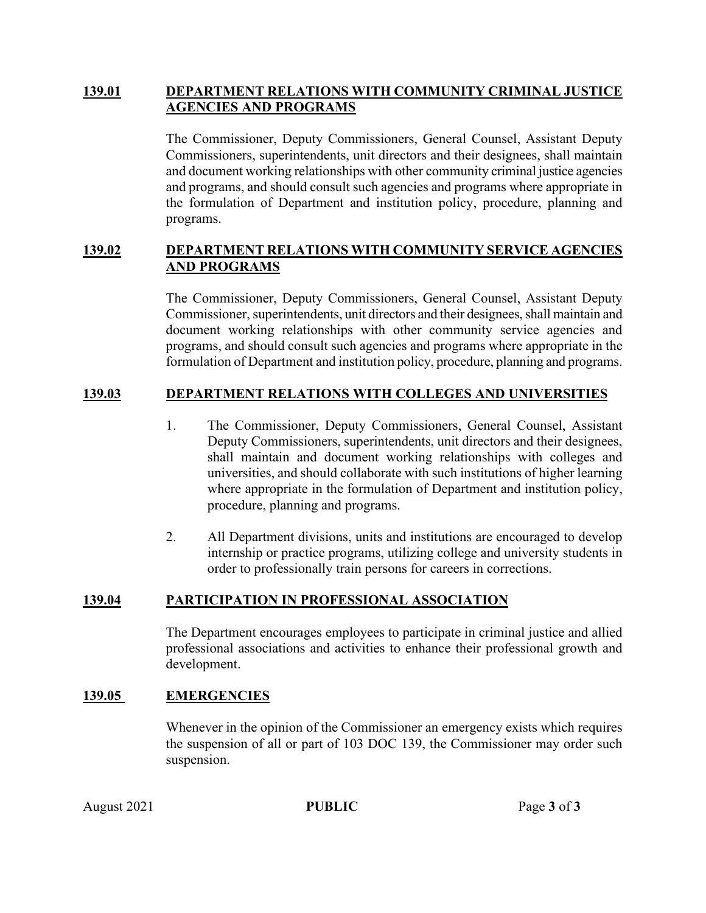## 139.01 DEPARTMENT RELATIONS WITH COMMUNITY CRIMINAL JUSTICE AGENCIES AND PROGRAMS

The Commissioner, Deputy Commissioners, General Counsel, Assistant Deputy Commissioners, superintendents, unit directors and their designees, shall maintain and document working relationships with other community criminal justice agencies and programs, and should consult such agencies and programs where appropriate in the formulation of Department and institution policy, procedure, planning and programs.

## 139.02 DEPARTMENT RELATIONS WITH COMMUNITY SERVICE AGENCIES AND PROGRAMS

The Commissioner, Deputy Commissioners, General Counsel, Assistant Deputy Commissioner, superintendents, unit directors and their designees, shall maintain and document working relationships with other community service agencies and programs, and should consult such agencies and programs where appropriate in the formulation of Department and institution policy, procedure, planning and programs.

## 139.03 DEPARTMENT RELATIONS WITH COLLEGES AND UNIVERSITIES

1. The Commissioner, Deputy Commissioners, General Counsel, Assistant Deputy Commissioners, superintendents, unit directors and their designees, shall maintain and document working relationships with colleges and universities, and should collaborate with such institutions of higher learning where appropriate in the formulation of Department and institution policy, procedure, planning and programs.

2. All Department divisions, units and institutions are encouraged to develop internship or practice programs, utilizing college and university students in order to professionally train persons for careers in corrections.

## 139.04 PARTICIPATION IN PROFESSIONAL ASSOCIATION

The Department encourages employees to participate in criminal justice and allied professional associations and activities to enhance their professional growth and development.

## 139.05 EMERGENCIES

Whenever in the opinion of the Commissioner an emergency exists which requires the suspension of all or part of 103 DOC 139, the Commissioner may order such suspension.